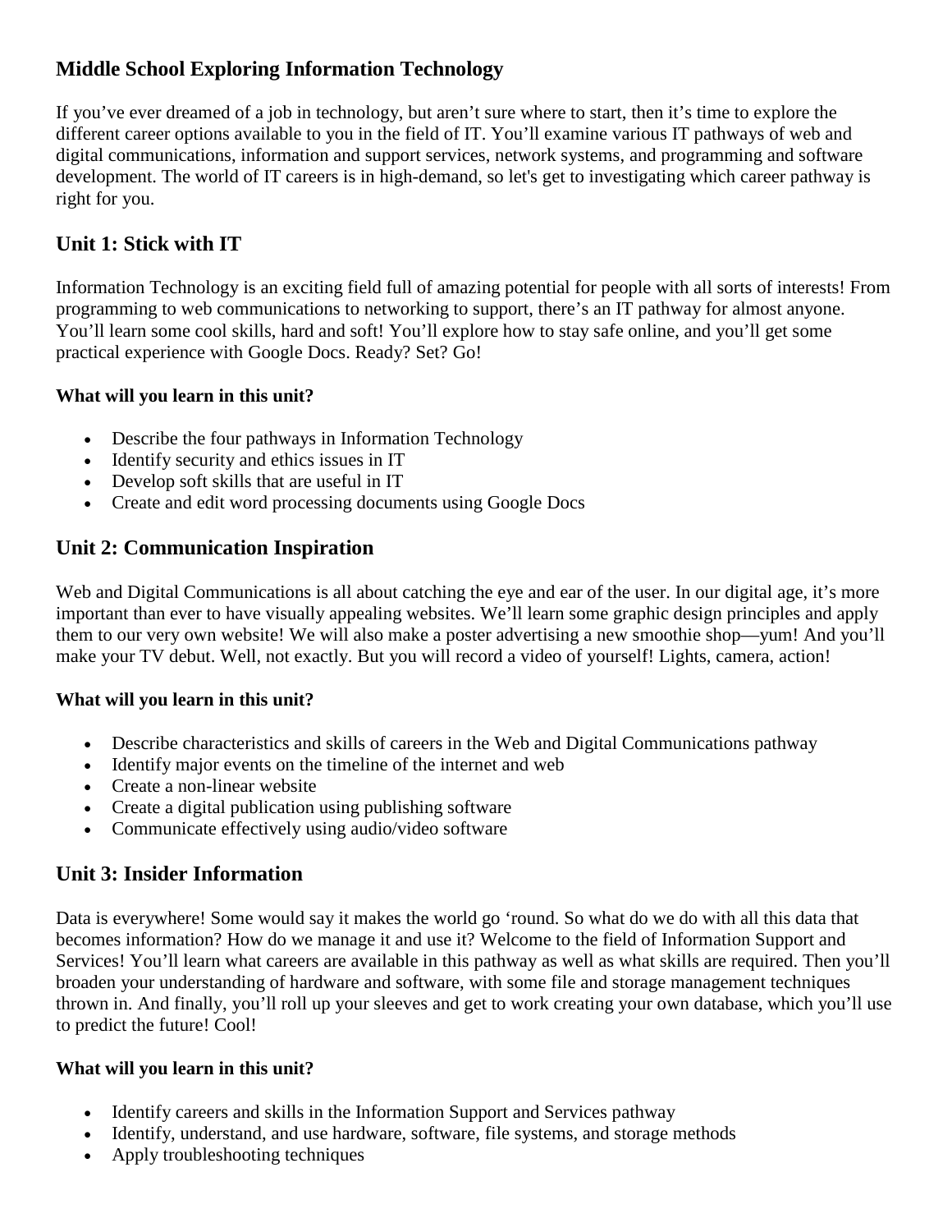# Middle School Exploring Information Technology

If you've ever dreamed of a job in technology, but aren't sure where to start, then it's time to explore the different career options available to you in the field of IT. You'll examine various IT pathways of web and digital communications, information and support services, network systems, and programming and software development. The world of IT careers is in high-demand, so let's get to investigating which career pathway is right for you.

## Unit 1: Stick with IT

Information Technology is an exciting field full of amazing potential for people with all sorts of interests! From programming to web communications to networking to support, there's an IT pathway for almost anyone. You'll learn some cool skills, hard and soft! You'll explore how to stay safe online, and you'll get some practical experience with Google Docs. Ready? Set? Go!

**What will you learn in this unit?**

- Describe the four pathways in Information Technology
- Identify security and ethics issues in IT
- Develop soft skills that are useful in IT
- Create and edit word processing documents using Google Docs

## Unit 2: Communication Inspiration

Web and Digital Communications is all about catching the eye and ear of the user. In our digital age, it's more important than ever to have visually appealing websites. We'll learn some graphic design principles and apply them to our very own website! We will also make a poster advertising a new smoothie shop—yum! And you'll make your TV debut. Well, not exactly. But you will record a video of yourself! Lights, camera, action!

**What will you learn in this unit?**

- Describe characteristics and skills of careers in the Web and Digital Communications pathway
- Identify major events on the timeline of the internet and web
- Create a non-linear website
- Create a digital publication using publishing software
- Communicate effectively using audio/video software

## Unit 3: Insider Information

Data is everywhere! Some would say it makes the world go 'round. So what do we do with all this data that becomes information? How do we manage it and use it? Welcome to the field of Information Support and Services! You'll learn what careers are available in this pathway as well as what skills are required. Then you'll broaden your understanding of hardware and software, with some file and storage management techniques thrown in. And finally, you'll roll up your sleeves and get to work creating your own database, which you'll use to predict the future! Cool!

**What will you learn in this unit?**

- Identify careers and skills in the Information Support and Services pathway
- Identify, understand, and use hardware, software, file systems, and storage methods
- Apply troubleshooting techniques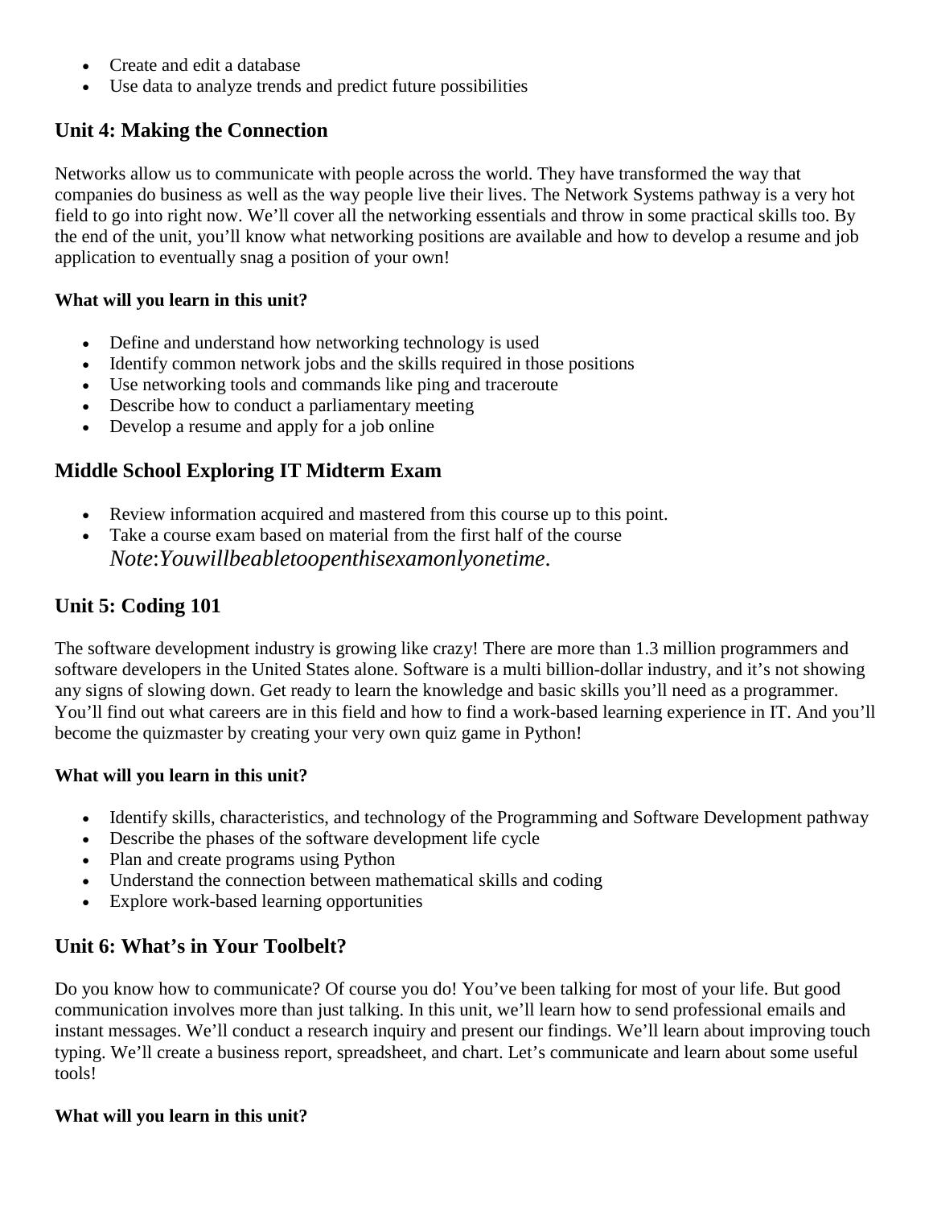- Create and edit a database
- Use data to analyze trends and predict future possibilities

## Unit 4: Making the Connection

Networks allow us to communicate with people across the world. They have transformed the way that companies do business as well as the way people live their lives. The Network Systems pathway is a very hot field to go into right now. We'll cover all the networking essentials and throw in some practical skills too. By the end of the unit, you'll know what networking positions are available and how to develop a resume and job application to eventually snag a position of your own!

**What will you learn in this unit?**

- Define and understand how networking technology is used
- Identify common network jobs and the skills required in those positions
- Use networking tools and commands like ping and traceroute
- Describe how to conduct a parliamentary meeting
- Develop a resume and apply for a job online

## Middle School Exploring IT Midterm Exam

- Review information acquired and mastered from this course up to this point.
- Take a course exam based on material from the first half of the course
  *Note*:*Youwillbeabletoopenthisexamonlyonetime*.

## Unit 5: Coding 101

The software development industry is growing like crazy! There are more than 1.3 million programmers and software developers in the United States alone. Software is a multi billion-dollar industry, and it's not showing any signs of slowing down. Get ready to learn the knowledge and basic skills you'll need as a programmer. You'll find out what careers are in this field and how to find a work-based learning experience in IT. And you'll become the quizmaster by creating your very own quiz game in Python!

**What will you learn in this unit?**

- Identify skills, characteristics, and technology of the Programming and Software Development pathway
- Describe the phases of the software development life cycle
- Plan and create programs using Python
- Understand the connection between mathematical skills and coding
- Explore work-based learning opportunities

## Unit 6: What's in Your Toolbelt?

Do you know how to communicate? Of course you do! You've been talking for most of your life. But good communication involves more than just talking. In this unit, we'll learn how to send professional emails and instant messages. We'll conduct a research inquiry and present our findings. We'll learn about improving touch typing. We'll create a business report, spreadsheet, and chart. Let's communicate and learn about some useful tools!

**What will you learn in this unit?**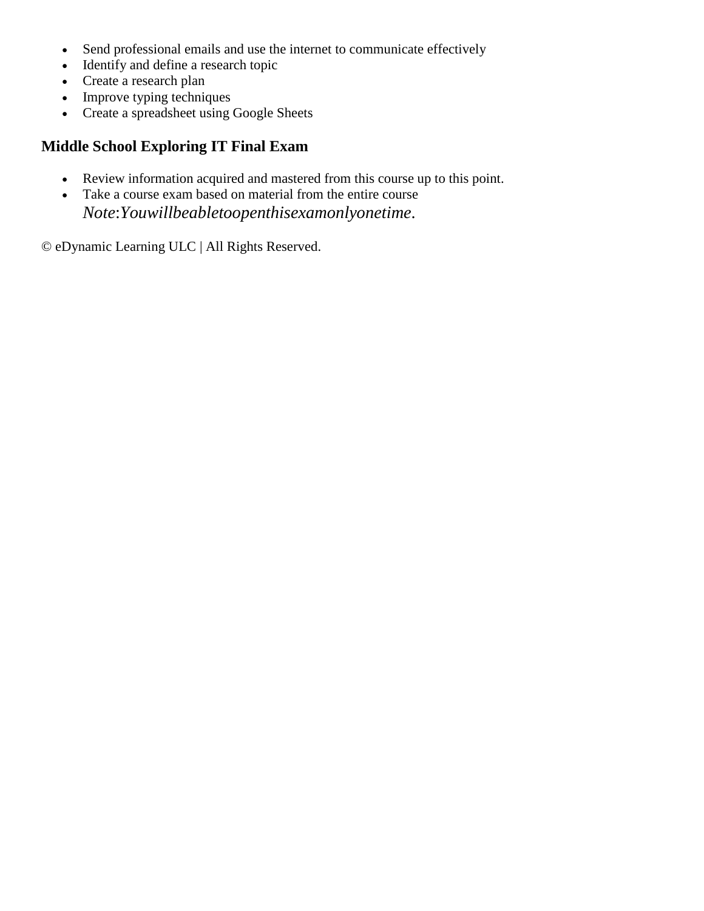- Send professional emails and use the internet to communicate effectively
- Identify and define a research topic
- Create a research plan
- Improve typing techniques
- Create a spreadsheet using Google Sheets

### Middle School Exploring IT Final Exam

- Review information acquired and mastered from this course up to this point.
- Take a course exam based on material from the entire course
  *Note*:*Youwillbeabletoopenthisexamonlyonetime*.

© eDynamic Learning ULC | All Rights Reserved.